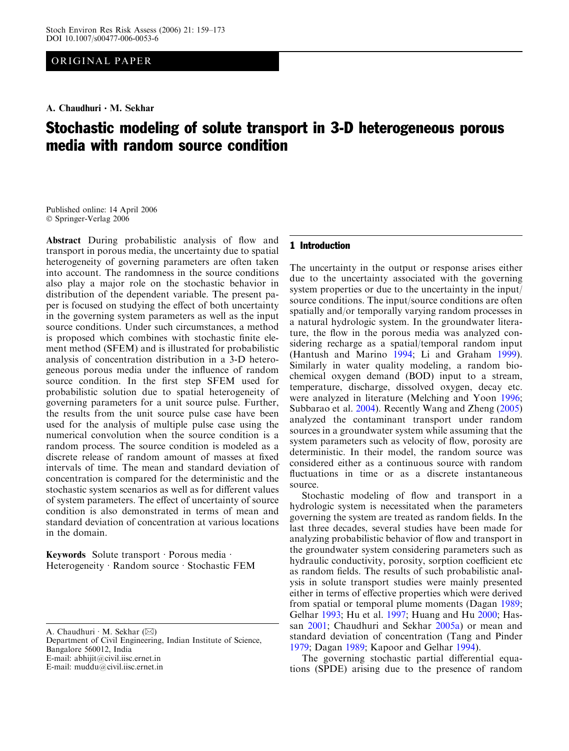ORIGINAL PAPER

**A. Chaudhuri · M. Sekhar**

# Stochastic modeling of solute transport in 3-D heterogeneous porous media with random source condition

Published online: 14 April 2006
© Springer-Verlag 2006

**Abstract** During probabilistic analysis of flow and transport in porous media, the uncertainty due to spatial heterogeneity of governing parameters are often taken into account. The randomness in the source conditions also play a major role on the stochastic behavior in distribution of the dependent variable. The present paper is focused on studying the effect of both uncertainty in the governing system parameters as well as the input source conditions. Under such circumstances, a method is proposed which combines with stochastic finite element method (SFEM) and is illustrated for probabilistic analysis of concentration distribution in a 3-D heterogeneous porous media under the influence of random source condition. In the first step SFEM used for probabilistic solution due to spatial heterogeneity of governing parameters for a unit source pulse. Further, the results from the unit source pulse case have been used for the analysis of multiple pulse case using the numerical convolution when the source condition is a random process. The source condition is modeled as a discrete release of random amount of masses at fixed intervals of time. The mean and standard deviation of concentration is compared for the deterministic and the stochastic system scenarios as well as for different values of system parameters. The effect of uncertainty of source condition is also demonstrated in terms of mean and standard deviation of concentration at various locations in the domain.

**Keywords** Solute transport · Porous media · Heterogeneity · Random source · Stochastic FEM

A. Chaudhuri · M. Sekhar (✉)
Department of Civil Engineering, Indian Institute of Science, Bangalore 560012, India
E-mail: abhijit@civil.iisc.ernet.in
E-mail: muddu@civil.iisc.ernet.in

## 1 Introduction

The uncertainty in the output or response arises either due to the uncertainty associated with the governing system properties or due to the uncertainty in the input/source conditions. The input/source conditions are often spatially and/or temporally varying random processes in a natural hydrologic system. In the groundwater literature, the flow in the porous media was analyzed considering recharge as a spatial/temporal random input (Hantush and Marino 1994; Li and Graham 1999). Similarly in water quality modeling, a random biochemical oxygen demand (BOD) input to a stream, temperature, discharge, dissolved oxygen, decay etc. were analyzed in literature (Melching and Yoon 1996; Subbarao et al. 2004). Recently Wang and Zheng (2005) analyzed the contaminant transport under random sources in a groundwater system while assuming that the system parameters such as velocity of flow, porosity are deterministic. In their model, the random source was considered either as a continuous source with random fluctuations in time or as a discrete instantaneous source.

Stochastic modeling of flow and transport in a hydrologic system is necessitated when the parameters governing the system are treated as random fields. In the last three decades, several studies have been made for analyzing probabilistic behavior of flow and transport in the groundwater system considering parameters such as hydraulic conductivity, porosity, sorption coefficient etc as random fields. The results of such probabilistic analysis in solute transport studies were mainly presented either in terms of effective properties which were derived from spatial or temporal plume moments (Dagan 1989; Gelhar 1993; Hu et al. 1997; Huang and Hu 2000; Hassan 2001; Chaudhuri and Sekhar 2005a) or mean and standard deviation of concentration (Tang and Pinder 1979; Dagan 1989; Kapoor and Gelhar 1994).

The governing stochastic partial differential equations (SPDE) arising due to the presence of random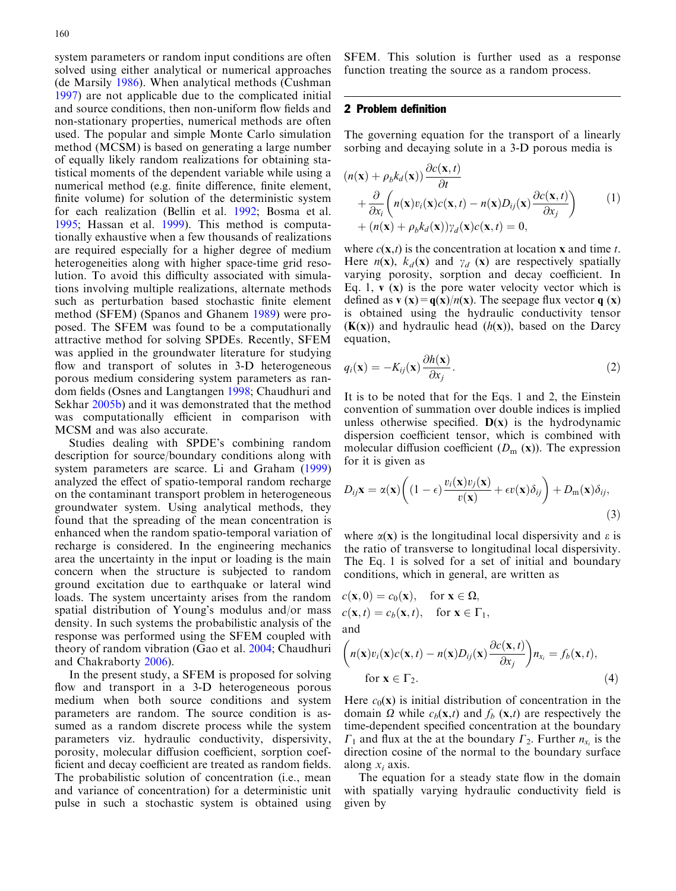system parameters or random input conditions are often solved using either analytical or numerical approaches (de Marsily 1986). When analytical methods (Cushman 1997) are not applicable due to the complicated initial and source conditions, then non-uniform flow fields and non-stationary properties, numerical methods are often used. The popular and simple Monte Carlo simulation method (MCSM) is based on generating a large number of equally likely random realizations for obtaining statistical moments of the dependent variable while using a numerical method (e.g. finite difference, finite element, finite volume) for solution of the deterministic system for each realization (Bellin et al. 1992; Bosma et al. 1995; Hassan et al. 1999). This method is computationally exhaustive when a few thousands of realizations are required especially for a higher degree of medium heterogeneities along with higher space-time grid resolution. To avoid this difficulty associated with simulations involving multiple realizations, alternate methods such as perturbation based stochastic finite element method (SFEM) (Spanos and Ghanem 1989) were proposed. The SFEM was found to be a computationally attractive method for solving SPDEs. Recently, SFEM was applied in the groundwater literature for studying flow and transport of solutes in 3-D heterogeneous porous medium considering system parameters as random fields (Osnes and Langtangen 1998; Chaudhuri and Sekhar 2005b) and it was demonstrated that the method was computationally efficient in comparison with MCSM and was also accurate.

Studies dealing with SPDE's combining random description for source/boundary conditions along with system parameters are scarce. Li and Graham (1999) analyzed the effect of spatio-temporal random recharge on the contaminant transport problem in heterogeneous groundwater system. Using analytical methods, they found that the spreading of the mean concentration is enhanced when the random spatio-temporal variation of recharge is considered. In the engineering mechanics area the uncertainty in the input or loading is the main concern when the structure is subjected to random ground excitation due to earthquake or lateral wind loads. The system uncertainty arises from the random spatial distribution of Young's modulus and/or mass density. In such systems the probabilistic analysis of the response was performed using the SFEM coupled with theory of random vibration (Gao et al. 2004; Chaudhuri and Chakraborty 2006).

In the present study, a SFEM is proposed for solving flow and transport in a 3-D heterogeneous porous medium when both source conditions and system parameters are random. The source condition is assumed as a random discrete process while the system parameters viz. hydraulic conductivity, dispersivity, porosity, molecular diffusion coefficient, sorption coefficient and decay coefficient are treated as random fields. The probabilistic solution of concentration (i.e., mean and variance of concentration) for a deterministic unit pulse in such a stochastic system is obtained using SFEM. This solution is further used as a response function treating the source as a random process.

## 2 Problem definition

The governing equation for the transport of a linearly sorbing and decaying solute in a 3-D porous media is

$$
\begin{aligned}
&(n(\mathbf{x}) + \rho_b k_d(\mathbf{x}))\frac{\partial c(\mathbf{x},t)}{\partial t} \\
&+ \frac{\partial}{\partial x_i}\left(n(\mathbf{x})v_i(\mathbf{x})c(\mathbf{x},t) - n(\mathbf{x})D_{ij}(\mathbf{x})\frac{\partial c(\mathbf{x},t)}{\partial x_j}\right) \\
&+ (n(\mathbf{x}) + \rho_b k_d(\mathbf{x}))\gamma_d(\mathbf{x})c(\mathbf{x},t) = 0,
\end{aligned}
\tag{1}
$$

where $c(\mathbf{x},t)$ is the concentration at location $\mathbf{x}$ and time $t$. Here $n(\mathbf{x})$, $k_d(\mathbf{x})$ and $\gamma_d$ $(\mathbf{x})$ are respectively spatially varying porosity, sorption and decay coefficient. In Eq. 1, $\mathbf{v}$ $(\mathbf{x})$ is the pore water velocity vector which is defined as $\mathbf{v}$ $(\mathbf{x}) = \mathbf{q}(\mathbf{x})/n(\mathbf{x})$. The seepage flux vector $\mathbf{q}$ $(\mathbf{x})$ is obtained using the hydraulic conductivity tensor $(\mathbf{K}(\mathbf{x}))$ and hydraulic head $(h(\mathbf{x}))$, based on the Darcy equation,

$$
q_i(\mathbf{x}) = -K_{ij}(\mathbf{x})\frac{\partial h(\mathbf{x})}{\partial x_j}. \tag{2}
$$

It is to be noted that for the Eqs. 1 and 2, the Einstein convention of summation over double indices is implied unless otherwise specified. $\mathbf{D}(\mathbf{x})$ is the hydrodynamic dispersion coefficient tensor, which is combined with molecular diffusion coefficient $(D_{\mathrm{m}}$ $(\mathbf{x}))$. The expression for it is given as

$$
D_{ij}\mathbf{x} = \alpha(\mathbf{x})\left((1-\epsilon)\frac{v_i(\mathbf{x})v_j(\mathbf{x})}{v(\mathbf{x})} + \epsilon v(\mathbf{x})\delta_{ij}\right) + D_{\mathrm{m}}(\mathbf{x})\delta_{ij}, \tag{3}
$$

where $\alpha(\mathbf{x})$ is the longitudinal local dispersivity and $\varepsilon$ is the ratio of transverse to longitudinal local dispersivity. The Eq. 1 is solved for a set of initial and boundary conditions, which in general, are written as

$$
\begin{aligned}
&c(\mathbf{x},0) = c_0(\mathbf{x}), \quad \text{for } \mathbf{x} \in \Omega, \\
&c(\mathbf{x},t) = c_b(\mathbf{x},t), \quad \text{for } \mathbf{x} \in \Gamma_1, \\
&\text{and} \\
&\left(n(\mathbf{x})v_i(\mathbf{x})c(\mathbf{x},t) - n(\mathbf{x})D_{ij}(\mathbf{x})\frac{\partial c(\mathbf{x},t)}{\partial x_j}\right)n_{x_i} = f_b(\mathbf{x},t), \\
&\quad \text{for } \mathbf{x} \in \Gamma_2.
\end{aligned}
\tag{4}
$$

Here $c_0(\mathbf{x})$ is initial distribution of concentration in the domain $\Omega$ while $c_b(\mathbf{x},t)$ and $f_b$ $(\mathbf{x},t)$ are respectively the time-dependent specified concentration at the boundary $\Gamma_1$ and flux at the at the boundary $\Gamma_2$. Further $n_{x_i}$ is the direction cosine of the normal to the boundary surface along $x_i$ axis.

The equation for a steady state flow in the domain with spatially varying hydraulic conductivity field is given by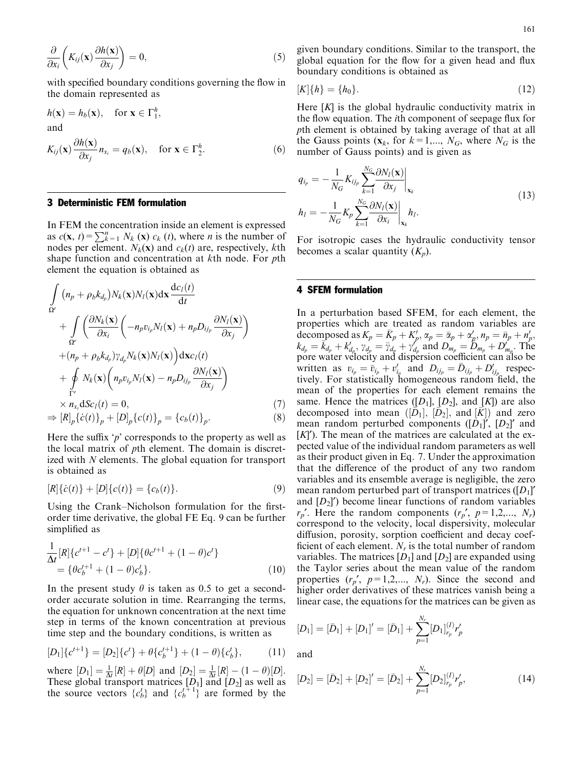$$\frac{\partial}{\partial x_i}\left(K_{ij}(\mathbf{x})\frac{\partial h(\mathbf{x})}{\partial x_j}\right) = 0, \tag{5}$$

with specified boundary conditions governing the flow in the domain represented as

$$h(\mathbf{x}) = h_b(\mathbf{x}), \quad \text{for } \mathbf{x} \in \Gamma_1^h,$$

and

$$K_{ij}(\mathbf{x})\frac{\partial h(\mathbf{x})}{\partial x_j}n_{x_i} = q_b(\mathbf{x}), \quad \text{for } \mathbf{x} \in \Gamma_2^h. \tag{6}$$

## 3 Deterministic FEM formulation

In FEM the concentration inside an element is expressed as $c(\mathbf{x}, t) = \sum_{k=1}^{n} N_k(\mathbf{x})\, c_k(t)$, where $n$ is the number of nodes per element. $N_k(\mathbf{x})$ and $c_k(t)$ are, respectively, $k$th shape function and concentration at $k$th node. For $p$th element the equation is obtained as

$$\begin{aligned}
&\int_{\Omega^e} \left(n_p + \rho_b k_{d_p}\right) N_k(\mathbf{x}) N_l(\mathbf{x}) \mathrm{d}\mathbf{x} \frac{\mathrm{d}c_l(t)}{\mathrm{d}t} \\
&+ \int_{\Omega^e} \left(\frac{\partial N_k(\mathbf{x})}{\partial x_i}\left(-n_p v_{i_p} N_l(\mathbf{x}) + n_p D_{ij_p}\frac{\partial N_l(\mathbf{x})}{\partial x_j}\right)\right. \\
&\left. + (n_p + \rho_b k_{d_p})\gamma_{d_p} N_k(\mathbf{x}) N_l(\mathbf{x})\right) \mathrm{d}\mathbf{x}\, c_l(t) \\
&+ \oint_{\Gamma^e} N_k(\mathbf{x})\left(n_p v_{i_p} N_l(\mathbf{x}) - n_p D_{ij_p}\frac{\partial N_l(\mathbf{x})}{\partial x_j}\right) \\
&\times n_{x_i} \mathrm{d}S c_l(t) = 0,
\end{aligned} \tag{7}$$

$$\Rightarrow [R]_p\{\dot{c}(t)\}_p + [D]_p\{c(t)\}_p = \{c_b(t)\}_p. \tag{8}$$

Here the suffix '$p$' corresponds to the property as well as the local matrix of $p$th element. The domain is discretized with $N$ elements. The global equation for transport is obtained as

$$[R]\{\dot{c}(t)\} + [D]\{c(t)\} = \{c_b(t)\}. \tag{9}$$

Using the Crank–Nicholson formulation for the first-order time derivative, the global FE Eq. 9 can be further simplified as

$$\begin{aligned}
&\frac{1}{\Delta t}[R]\{c^{t+1} - c^t\} + [D]\{\theta c^{t+1} + (1-\theta)c^t\} \\
&= \{\theta c_b^{t+1} + (1-\theta)c_b^t\}.
\end{aligned} \tag{10}$$

In the present study $\theta$ is taken as 0.5 to get a second-order accurate solution in time. Rearranging the terms, the equation for unknown concentration at the next time step in terms of the known concentration at previous time step and the boundary conditions, is written as

$$[D_1]\{c^{t+1}\} = [D_2]\{c^t\} + \theta\{c_b^{t+1}\} + (1-\theta)\{c_b^t\}, \tag{11}$$

where $[D_1] = \frac{1}{\Delta t}[R] + \theta[D]$ and $[D_2] = \frac{1}{\Delta t}[R] - (1-\theta)[D]$. These global transport matrices $[D_1]$ and $[D_2]$ as well as the source vectors $\{c_b^t\}$ and $\{c_b^{t+1}\}$ are formed by the given boundary conditions. Similar to the transport, the global equation for the flow for a given head and flux boundary conditions is obtained as

$$[K]\{h\} = \{h_0\}. \tag{12}$$

Here $[K]$ is the global hydraulic conductivity matrix in the flow equation. The $i$th component of seepage flux for $p$th element is obtained by taking average of that at all the Gauss points ($\mathbf{x}_k$, for $k = 1,\ldots, N_G$, where $N_G$ is the number of Gauss points) and is given as

$$\begin{aligned}
q_{i_p} &= -\frac{1}{N_G}K_{ij_p}\sum_{k=1}^{N_G}\left.\frac{\partial N_l(\mathbf{x})}{\partial x_j}\right|_{\mathbf{x}_k} \\
h_l &= -\frac{1}{N_G}K_p\sum_{k=1}^{N_G}\left.\frac{\partial N_l(\mathbf{x})}{\partial x_i}\right|_{\mathbf{x}_k} h_l.
\end{aligned} \tag{13}$$

For isotropic cases the hydraulic conductivity tensor becomes a scalar quantity ($K_p$).

## 4 SFEM formulation

In a perturbation based SFEM, for each element, the properties which are treated as random variables are decomposed as $K_p = \bar{K}_p + K'_p$, $\alpha_p = \bar{\alpha}_p + \alpha'_p$, $n_p = \bar{n}_p + n'_p$, $k_{d_p} = \bar{k}_{d_p} + k'_{d_p}$, $\gamma_{d_p} = \bar{\gamma}_{d_p} + \gamma'_{d_p}$ and $D_{m_p} = \bar{D}_{m_p} + D'_{m_p}$. The pore water velocity and dispersion coefficient can also be written as $v_{i_p} = \bar{v}_{i_p} + v'_{i_p}$ and $D_{ij_p} = \bar{D}_{ij_p} + D'_{ij_p}$ respectively. For statistically homogeneous random field, the mean of the properties for each element remains the same. Hence the matrices ($[D_1]$, $[D_2]$, and $[K]$) are also decomposed into mean ($[\bar{D}_1]$, $[\bar{D}_2]$, and $[\bar{K}]$) and zero mean random perturbed components ($[D_1]'$, $[D_2]'$ and $[K]'$). The mean of the matrices are calculated at the expected value of the individual random parameters as well as their product given in Eq. 7. Under the approximation that the difference of the product of any two random variables and its ensemble average is negligible, the zero mean random perturbed part of transport matrices ($[D_1]'$ and $[D_2]'$) become linear functions of random variables $r_p{}'$. Here the random components ($r_p{}'$, $p = 1,2,\ldots, N_r$) correspond to the velocity, local dispersivity, molecular diffusion, porosity, sorption coefficient and decay coefficient of each element. $N_r$ is the total number of random variables. The matrices $[D_1]$ and $[D_2]$ are expanded using the Taylor series about the mean value of the random properties ($r_p{}'$, $p = 1,2,\ldots, N_r$). Since the second and higher order derivatives of these matrices vanish being a linear case, the equations for the matrices can be given as

$$[D_1] = [\bar{D}_1] + [D_1]' = [\bar{D}_1] + \sum_{p=1}^{N_r}[D_1]_{r_p}^{(I)} r'_p$$

and

$$[D_2] = [\bar{D}_2] + [D_2]' = [\bar{D}_2] + \sum_{p=1}^{N_r}[D_2]_{r_p}^{(I)} r'_p, \tag{14}$$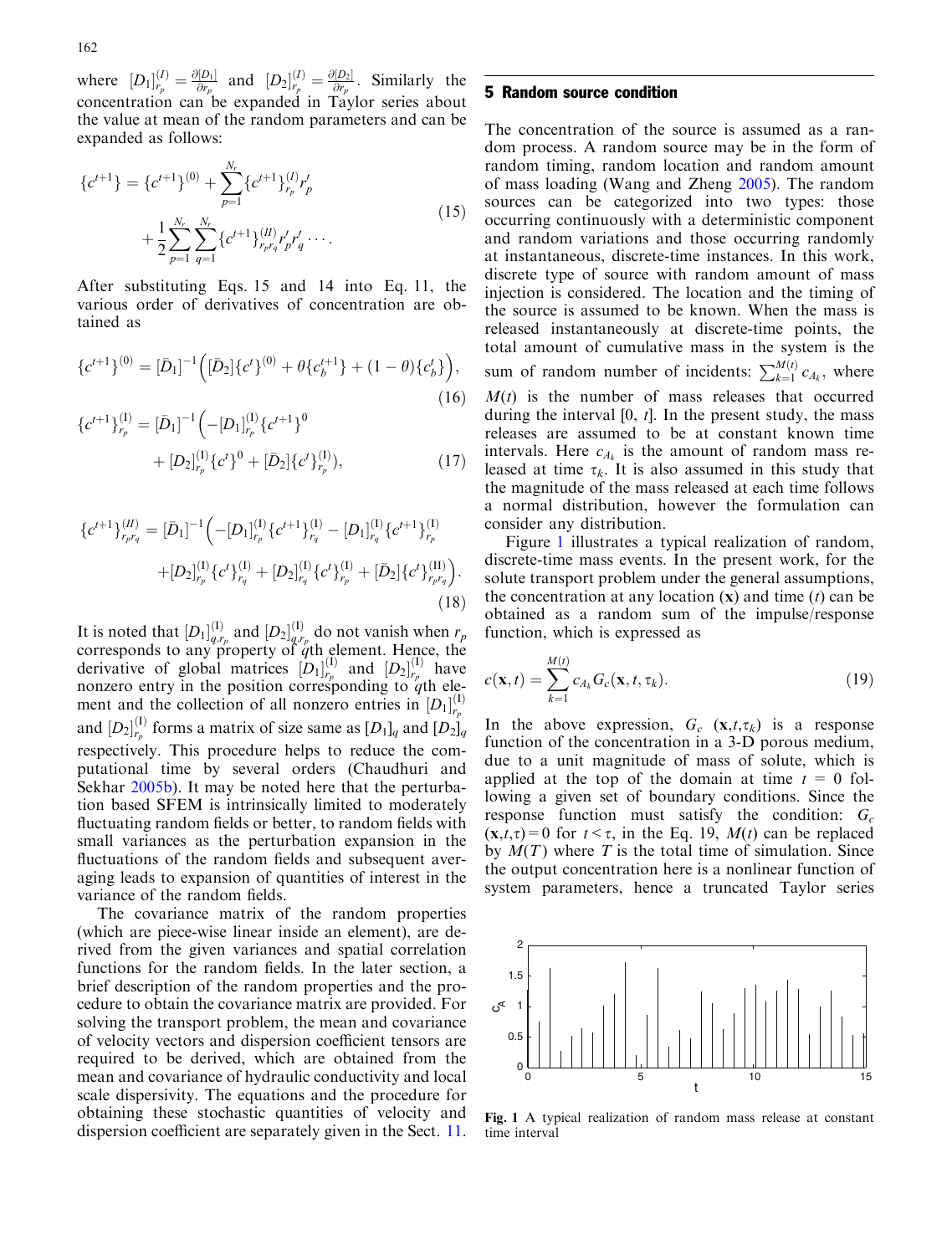where $[D_1]^{(I)}_{r_p} = \frac{\partial [D_1]}{\partial r_p}$ and $[D_2]^{(I)}_{r_p} = \frac{\partial [D_2]}{\partial r_p}$. Similarly the concentration can be expanded in Taylor series about the value at mean of the random parameters and can be expanded as follows:

$$\{c^{t+1}\} = \{c^{t+1}\}^{(0)} + \sum_{p=1}^{N_r} \{c^{t+1}\}^{(I)}_{r_p} r'_p + \frac{1}{2} \sum_{p=1}^{N_r} \sum_{q=1}^{N_r} \{c^{t+1}\}^{(II)}_{r_p r_q} r'_p r'_q \cdots . \tag{15}$$

After substituting Eqs. 15 and 14 into Eq. 11, the various order of derivatives of concentration are obtained as

$$\{c^{t+1}\}^{(0)} = [\bar{D}_1]^{-1} \left( [\bar{D}_2] \{c^t\}^{(0)} + \theta \{c_b^{t+1}\} + (1-\theta)\{c_b^t\} \right), \tag{16}$$

$$\{c^{t+1}\}^{(\mathrm{I})}_{r_p} = [\bar{D}_1]^{-1} \left( -[D_1]^{(\mathrm{I})}_{r_p} \{c^{t+1}\}^0 + [D_2]^{(\mathrm{I})}_{r_p} \{c^t\}^0 + [\bar{D}_2] \{c^t\}^{(\mathrm{I})}_{r_p} \right), \tag{17}$$

$$\{c^{t+1}\}^{(II)}_{r_p r_q} = [\bar{D}_1]^{-1} \Big( -[D_1]^{(\mathrm{I})}_{r_p} \{c^{t+1}\}^{(\mathrm{I})}_{r_q} - [D_1]^{(\mathrm{I})}_{r_q} \{c^{t+1}\}^{(\mathrm{I})}_{r_p} + [D_2]^{(\mathrm{I})}_{r_p} \{c^t\}^{(\mathrm{I})}_{r_q} + [D_2]^{(\mathrm{I})}_{r_q} \{c^t\}^{(\mathrm{I})}_{r_p} + [\bar{D}_2] \{c^t\}^{(\mathrm{II})}_{r_p r_q} \Big). \tag{18}$$

It is noted that $[D_1]^{(\mathrm{I})}_{q,r_p}$ and $[D_2]^{(\mathrm{I})}_{q,r_p}$ do not vanish when $r_p$ corresponds to any property of $q$th element. Hence, the derivative of global matrices $[D_1]^{(\mathrm{I})}_{r_p}$ and $[D_2]^{(\mathrm{I})}_{r_p}$ have nonzero entry in the position corresponding to $q$th element and the collection of all nonzero entries in $[D_1]^{(\mathrm{I})}_{r_p}$ and $[D_2]^{(\mathrm{I})}_{r_p}$ forms a matrix of size same as $[D_1]_q$ and $[D_2]_q$ respectively. This procedure helps to reduce the computational time by several orders (Chaudhuri and Sekhar 2005b). It may be noted here that the perturbation based SFEM is intrinsically limited to moderately fluctuating random fields or better, to random fields with small variances as the perturbation expansion in the fluctuations of the random fields and subsequent averaging leads to expansion of quantities of interest in the variance of the random fields.

The covariance matrix of the random properties (which are piece-wise linear inside an element), are derived from the given variances and spatial correlation functions for the random fields. In the later section, a brief description of the random properties and the procedure to obtain the covariance matrix are provided. For solving the transport problem, the mean and covariance of velocity vectors and dispersion coefficient tensors are required to be derived, which are obtained from the mean and covariance of hydraulic conductivity and local scale dispersivity. The equations and the procedure for obtaining these stochastic quantities of velocity and dispersion coefficient are separately given in the Sect. 11.

## 5 Random source condition

The concentration of the source is assumed as a random process. A random source may be in the form of random timing, random location and random amount of mass loading (Wang and Zheng 2005). The random sources can be categorized into two types: those occurring continuously with a deterministic component and random variations and those occurring randomly at instantaneous, discrete-time instances. In this work, discrete type of source with random amount of mass injection is considered. The location and the timing of the source is assumed to be known. When the mass is released instantaneously at discrete-time points, the total amount of cumulative mass in the system is the sum of random number of incidents: $\sum_{k=1}^{M(t)} c_{A_k}$, where $M(t)$ is the number of mass releases that occurred during the interval [0, $t$]. In the present study, the mass releases are assumed to be at constant known time intervals. Here $c_{A_k}$ is the amount of random mass released at time $\tau_k$. It is also assumed in this study that the magnitude of the mass released at each time follows a normal distribution, however the formulation can consider any distribution.

Figure 1 illustrates a typical realization of random, discrete-time mass events. In the present work, for the solute transport problem under the general assumptions, the concentration at any location (**x**) and time ($t$) can be obtained as a random sum of the impulse/response function, which is expressed as

$$c(\mathbf{x}, t) = \sum_{k=1}^{M(t)} c_{A_k} G_c(\mathbf{x}, t, \tau_k). \tag{19}$$

In the above expression, $G_c$ ($\mathbf{x}$,$t$,$\tau_k$) is a response function of the concentration in a 3-D porous medium, due to a unit magnitude of mass of solute, which is applied at the top of the domain at time $t$ = 0 following a given set of boundary conditions. Since the response function must satisfy the condition: $G_c$ ($\mathbf{x}$,$t$,$\tau$) = 0 for $t < \tau$, in the Eq. 19, $M(t)$ can be replaced by $M(T)$ where $T$ is the total time of simulation. Since the output concentration here is a nonlinear function of system parameters, hence a truncated Taylor series

Fig. 1 A typical realization of random mass release at constant time interval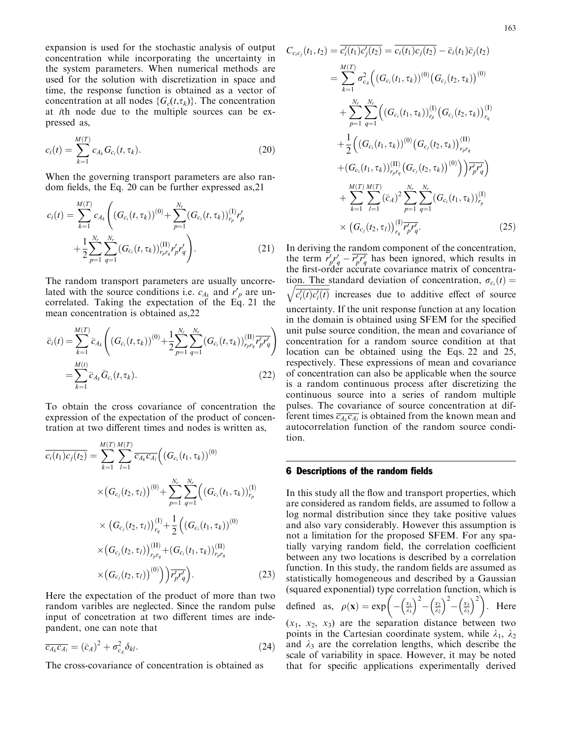expansion is used for the stochastic analysis of output concentration while incorporating the uncertainty in the system parameters. When numerical methods are used for the solution with discretization in space and time, the response function is obtained as a vector of concentration at all nodes $\{G_c(t,\tau_k)\}$. The concentration at $i$th node due to the multiple sources can be expressed as,

$$c_i(t) = \sum_{k=1}^{M(T)} c_{A_k} G_{c_i}(t, \tau_k). \tag{20}$$

When the governing transport parameters are also random fields, the Eq. 20 can be further expressed as,21

$$c_i(t) = \sum_{k=1}^{M(T)} c_{A_k} \left( (G_{c_i}(t,\tau_k))^{(0)} + \sum_{p=1}^{N_r} (G_{c_i}(t,\tau_k))^{(\mathrm{I})}_{r_p} r'_p + \frac{1}{2} \sum_{p=1}^{N_r} \sum_{q=1}^{N_r} (G_{c_i}(t,\tau_k))^{(\mathrm{II})}_{r_p r_q} r'_p r'_q \right). \tag{21}$$

The random transport parameters are usually uncorrelated with the source conditions i.e. $c_{A_k}$ and $r'_p$ are uncorrelated. Taking the expectation of the Eq. 21 the mean concentration is obtained as,22

$$\bar{c}_i(t) = \sum_{k=1}^{M(T)} \bar{c}_{A_k} \left( (G_{c_i}(t,\tau_k))^{(0)} + \frac{1}{2} \sum_{p=1}^{N_r} \sum_{q=1}^{N_r} (G_{c_i}(t,\tau_k))^{(\mathrm{II})}_{r_p r_q} \overline{r'_p r'_q} \right) = \sum_{k=1}^{M(t)} \bar{c}_{A_k} \bar{G}_{c_i}(t,\tau_k). \tag{22}$$

To obtain the cross covariance of concentration the expression of the expectation of the product of concentration at two different times and nodes is written as,

$$\begin{aligned}
\overline{c_i(t_1)c_j(t_2)} = \sum_{k=1}^{M(T)} \sum_{l=1}^{M(T)} \overline{c_{A_k} c_{A_l}} \Big( & (G_{c_i}(t_1,\tau_k))^{(0)} \times (G_{c_j}(t_2,\tau_l))^{(0)} + \sum_{p=1}^{N_r} \sum_{q=1}^{N_r} \Big( (G_{c_i}(t_1,\tau_k))^{(\mathrm{I})}_{r_p} \\
& \times (G_{c_j}(t_2,\tau_l))^{(\mathrm{I})}_{r_q} + \frac{1}{2} \Big( (G_{c_i}(t_1,\tau_k))^{(0)} \times (G_{c_j}(t_2,\tau_l))^{(\mathrm{II})}_{r_p r_q} + (G_{c_i}(t_1,\tau_k))^{(\mathrm{II})}_{r_p r_q} \\
& \times (G_{c_j}(t_2,\tau_l))^{(0)} \Big) \Big) \overline{r'_p r'_q} \Big).
\end{aligned} \tag{23}$$

Here the expectation of the product of more than two random varibles are neglected. Since the random pulse input of concetration at two different times are indepandent, one can note that

$$\overline{c_{A_k} c_{A_l}} = (\bar{c}_A)^2 + \sigma^2_{c_A} \delta_{kl}. \tag{24}$$

The cross-covariance of concentration is obtained as

$$\begin{aligned}
C_{c_i c_j}(t_1,t_2) &= \overline{c'_i(t_1) c'_j(t_2)} = \overline{c_i(t_1)c_j(t_2)} - \bar{c}_i(t_1)\bar{c}_j(t_2) \\
&= \sum_{k=1}^{M(T)} \sigma^2_{c_A} \Big( (G_{c_i}(t_1,\tau_k))^{(0)} (G_{c_j}(t_2,\tau_k))^{(0)} \\
&\quad + \sum_{p=1}^{N_r} \sum_{q=1}^{N_r} \Big( (G_{c_i}(t_1,\tau_k))^{(\mathrm{I})}_{r_p} (G_{c_j}(t_2,\tau_k))^{(\mathrm{I})}_{r_q} \\
&\quad + \frac{1}{2} \Big( (G_{c_i}(t_1,\tau_k))^{(0)} (G_{c_j}(t_2,\tau_k))^{(\mathrm{II})}_{r_p r_q} \\
&\quad + (G_{c_i}(t_1,\tau_k))^{(\mathrm{II})}_{r_p r_q} (G_{c_j}(t_2,\tau_k))^{(0)} \Big) \Big) \overline{r'_p r'_q} \Big) \\
&\quad + \sum_{k=1}^{M(T)} \sum_{l=1}^{M(T)} (\bar{c}_A)^2 \sum_{p=1}^{N_r} \sum_{q=1}^{N_r} (G_{c_i}(t_1,\tau_k))^{(\mathrm{I})}_{r_p} \\
&\quad \times (G_{c_j}(t_2,\tau_l))^{(\mathrm{I})}_{r_q} \overline{r'_p r'_q}.
\end{aligned} \tag{25}$$

In deriving the random component of the concentration, the term $r'_p r'_q - \overline{r'_p r'_q}$ has been ignored, which results in the first-order accurate covariance matrix of concentration. The standard deviation of concentration, $\sigma_{c_i}(t) = \sqrt{\overline{c'_i(t) c'_i(t)}}$ increases due to additive effect of source uncertainty. If the unit response function at any location in the domain is obtained using SFEM for the specified unit pulse source condition, the mean and covariance of concentration for a random source condition at that location can be obtained using the Eqs. 22 and 25, respectively. These expressions of mean and covariance of concentration can also be applicable when the source is a random continuous process after discretizing the continuous source into a series of random multiple pulses. The covariance of source concentration at different times $\overline{c_{A_k} c_{A_l}}$ is obtained from the known mean and autocorrelation function of the random source condition.

## 6 Descriptions of the random fields

In this study all the flow and transport properties, which are considered as random fields, are assumed to follow a log normal distribution since they take positive values and also vary considerably. However this assumption is not a limitation for the proposed SFEM. For any spatially varying random field, the correlation coefficient between any two locations is described by a correlation function. In this study, the random fields are assumed as statistically homogeneous and described by a Gaussian (squared exponential) type correlation function, which is defined as, $\rho(\mathbf{x}) = \exp\left( -\left(\frac{x_1}{\lambda_1}\right)^2 - \left(\frac{x_2}{\lambda_2}\right)^2 - \left(\frac{x_3}{\lambda_3}\right)^2 \right)$. Here $(x_1,\ x_2,\ x_3)$ are the separation distance between two points in the Cartesian coordinate system, while $\lambda_1$, $\lambda_2$ and $\lambda_3$ are the correlation lengths, which describe the scale of variability in space. However, it may be noted that for specific applications experimentally derived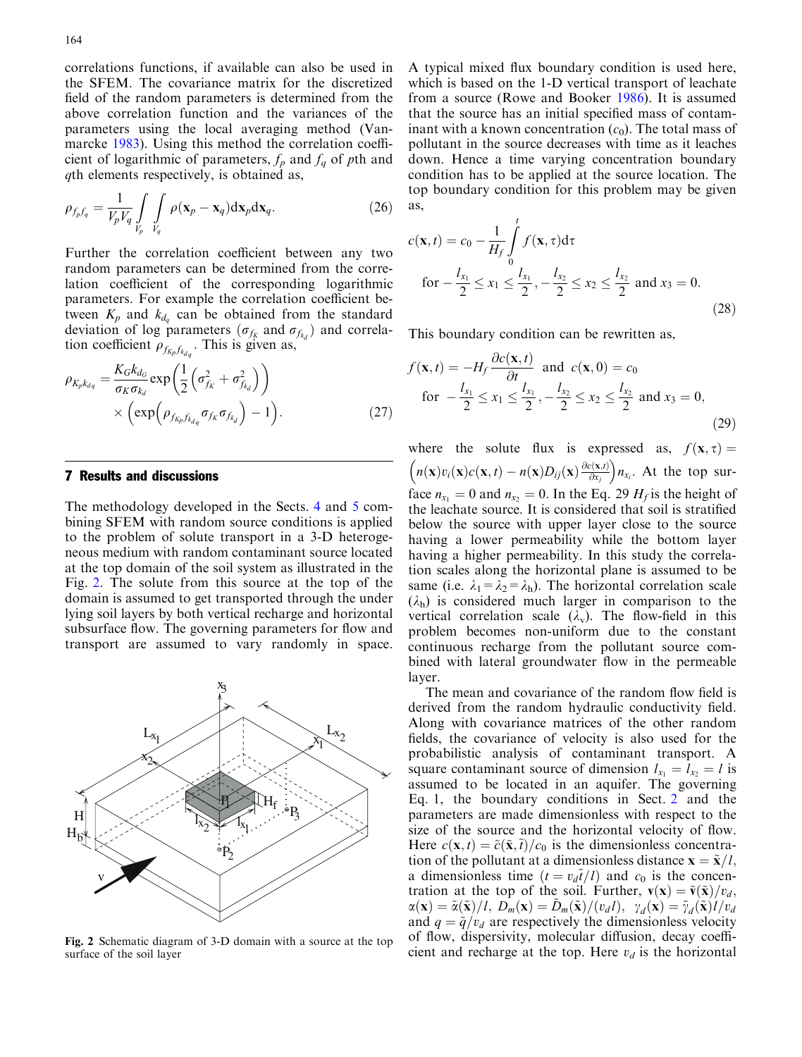correlations functions, if available can also be used in the SFEM. The covariance matrix for the discretized field of the random parameters is determined from the above correlation function and the variances of the parameters using the local averaging method (Vanmarcke 1983). Using this method the correlation coefficient of logarithmic of parameters, $f_p$ and $f_q$ of $p$th and $q$th elements respectively, is obtained as,

$$\rho_{f_p f_q} = \frac{1}{V_p V_q} \int_{V_p} \int_{V_q} \rho(\mathbf{x}_p - \mathbf{x}_q) \mathrm{d}\mathbf{x}_p \mathrm{d}\mathbf{x}_q. \tag{26}$$

Further the correlation coefficient between any two random parameters can be determined from the correlation coefficient of the corresponding logarithmic parameters. For example the correlation coefficient between $K_p$ and $k_{d_q}$ can be obtained from the standard deviation of log parameters ($\sigma_{f_K}$ and $\sigma_{f_{k_d}}$) and correlation coefficient $\rho_{f_{K_p} f_{k_{d_q}}}$. This is given as,

$$\rho_{K_p k_{d_q}} = \frac{K_G k_{d_G}}{\sigma_K \sigma_{k_d}} \exp\left(\frac{1}{2}\left(\sigma_{f_K}^2 + \sigma_{f_{k_d}}^2\right)\right) \times \left(\exp\left(\rho_{f_{K_p} f_{k_{d_q}}} \sigma_{f_K} \sigma_{f_{k_d}}\right) - 1\right). \tag{27}$$

## 7 Results and discussions

The methodology developed in the Sects. 4 and 5 combining SFEM with random source conditions is applied to the problem of solute transport in a 3-D heterogeneous medium with random contaminant source located at the top domain of the soil system as illustrated in the Fig. 2. The solute from this source at the top of the domain is assumed to get transported through the under lying soil layers by both vertical recharge and horizontal subsurface flow. The governing parameters for flow and transport are assumed to vary randomly in space.

Fig. 2 Schematic diagram of 3-D domain with a source at the top surface of the soil layer

A typical mixed flux boundary condition is used here, which is based on the 1-D vertical transport of leachate from a source (Rowe and Booker 1986). It is assumed that the source has an initial specified mass of contaminant with a known concentration ($c_0$). The total mass of pollutant in the source decreases with time as it leaches down. Hence a time varying concentration boundary condition has to be applied at the source location. The top boundary condition for this problem may be given as,

$$c(\mathbf{x}, t) = c_0 - \frac{1}{H_f} \int_0^t f(\mathbf{x}, \tau) \mathrm{d}\tau \quad \text{for } -\frac{l_{x_1}}{2} \le x_1 \le \frac{l_{x_1}}{2}, -\frac{l_{x_2}}{2} \le x_2 \le \frac{l_{x_2}}{2} \text{ and } x_3 = 0. \tag{28}$$

This boundary condition can be rewritten as,

$$f(\mathbf{x}, t) = -H_f \frac{\partial c(\mathbf{x}, t)}{\partial t} \text{ and } c(\mathbf{x}, 0) = c_0 \quad \text{for } -\frac{l_{x_1}}{2} \le x_1 \le \frac{l_{x_1}}{2}, -\frac{l_{x_2}}{2} \le x_2 \le \frac{l_{x_2}}{2} \text{ and } x_3 = 0, \tag{29}$$

where the solute flux is expressed as, $f(\mathbf{x}, \tau) = \left(n(\mathbf{x}) v_i(\mathbf{x}) c(\mathbf{x}, t) - n(\mathbf{x}) D_{ij}(\mathbf{x}) \frac{\partial c(\mathbf{x}, t)}{\partial x_j}\right) n_{x_i}$. At the top surface $n_{x_1} = 0$ and $n_{x_2} = 0$. In the Eq. 29 $H_f$ is the height of the leachate source. It is considered that soil is stratified below the source with upper layer close to the source having a lower permeability while the bottom layer having a higher permeability. In this study the correlation scales along the horizontal plane is assumed to be same (i.e. $\lambda_1 = \lambda_2 = \lambda_h$). The horizontal correlation scale ($\lambda_h$) is considered much larger in comparison to the vertical correlation scale ($\lambda_v$). The flow-field in this problem becomes non-uniform due to the constant continuous recharge from the pollutant source combined with lateral groundwater flow in the permeable layer.

The mean and covariance of the random flow field is derived from the random hydraulic conductivity field. Along with covariance matrices of the other random fields, the covariance of velocity is also used for the probabilistic analysis of contaminant transport. A square contaminant source of dimension $l_{x_1} = l_{x_2} = l$ is assumed to be located in an aquifer. The governing Eq. 1, the boundary conditions in Sect. 2 and the parameters are made dimensionless with respect to the size of the source and the horizontal velocity of flow. Here $c(\mathbf{x}, t) = \tilde{c}(\tilde{\mathbf{x}}, \tilde{t})/c_0$ is the dimensionless concentration of the pollutant at a dimensionless distance $\mathbf{x} = \tilde{\mathbf{x}}/l$, a dimensionless time ($t = v_d \tilde{t}/l$) and $c_0$ is the concentration at the top of the soil. Further, $\mathbf{v}(\mathbf{x}) = \tilde{\mathbf{v}}(\tilde{\mathbf{x}})/v_d$, $\alpha(\mathbf{x}) = \tilde{\alpha}(\tilde{\mathbf{x}})/l$, $D_m(\mathbf{x}) = \tilde{D}_m(\tilde{\mathbf{x}})/(v_d l)$, $\gamma_d(\mathbf{x}) = \tilde{\gamma}_d(\tilde{\mathbf{x}}) l / v_d$ and $q = \tilde{q}/v_d$ are respectively the dimensionless velocity of flow, dispersivity, molecular diffusion, decay coefficient and recharge at the top. Here $v_d$ is the horizontal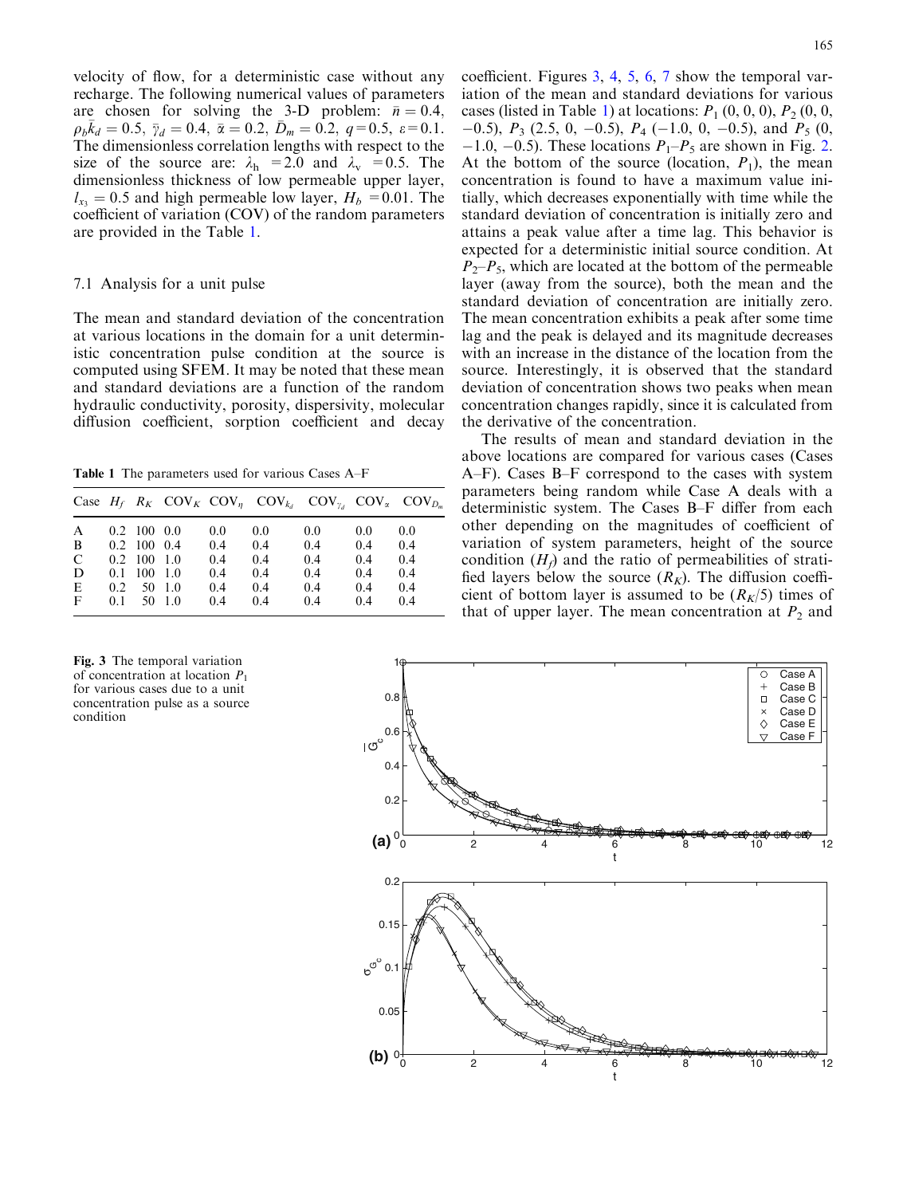velocity of flow, for a deterministic case without any recharge. The following numerical values of parameters are chosen for solving the 3-D problem: $\bar{n} = 0.4$, $\rho_b \bar{k}_d = 0.5$, $\bar{\gamma}_d = 0.4$, $\bar{\alpha} = 0.2$, $\bar{D}_m = 0.2$, $q = 0.5$, $\varepsilon = 0.1$. The dimensionless correlation lengths with respect to the size of the source are: $\lambda_h = 2.0$ and $\lambda_v = 0.5$. The dimensionless thickness of low permeable upper layer, $l_{x_3} = 0.5$ and high permeable low layer, $H_b = 0.01$. The coefficient of variation (COV) of the random parameters are provided in the Table 1.

### 7.1 Analysis for a unit pulse

The mean and standard deviation of the concentration at various locations in the domain for a unit deterministic concentration pulse condition at the source is computed using SFEM. It may be noted that these mean and standard deviations are a function of the random hydraulic conductivity, porosity, dispersivity, molecular diffusion coefficient, sorption coefficient and decay coefficient. Figures 3, 4, 5, 6, 7 show the temporal variation of the mean and standard deviations for various cases (listed in Table 1) at locations: $P_1$ (0, 0, 0), $P_2$ (0, 0, −0.5), $P_3$ (2.5, 0, −0.5), $P_4$ (−1.0, 0, −0.5), and $P_5$ (0, −1.0, −0.5). These locations $P_1$–$P_5$ are shown in Fig. 2. At the bottom of the source (location, $P_1$), the mean concentration is found to have a maximum value initially, which decreases exponentially with time while the standard deviation of concentration is initially zero and attains a peak value after a time lag. This behavior is expected for a deterministic initial source condition. At $P_2$–$P_5$, which are located at the bottom of the permeable layer (away from the source), both the mean and the standard deviation of concentration are initially zero. The mean concentration exhibits a peak after some time lag and the peak is delayed and its magnitude decreases with an increase in the distance of the location from the source. Interestingly, it is observed that the standard deviation of concentration shows two peaks when mean concentration changes rapidly, since it is calculated from the derivative of the concentration.

**Table 1** The parameters used for various Cases A–F

| Case | $H_f$ | $R_K$ | $\mathrm{COV}_K$ | $\mathrm{COV}_\eta$ | $\mathrm{COV}_{k_d}$ | $\mathrm{COV}_{\gamma_d}$ | $\mathrm{COV}_\alpha$ | $\mathrm{COV}_{D_m}$ |
|---|---|---|---|---|---|---|---|---|
| A | 0.2 | 100 | 0.0 | 0.0 | 0.0 | 0.0 | 0.0 | 0.0 |
| B | 0.2 | 100 | 0.4 | 0.4 | 0.4 | 0.4 | 0.4 | 0.4 |
| C | 0.2 | 100 | 1.0 | 0.4 | 0.4 | 0.4 | 0.4 | 0.4 |
| D | 0.1 | 100 | 1.0 | 0.4 | 0.4 | 0.4 | 0.4 | 0.4 |
| E | 0.2 | 50 | 1.0 | 0.4 | 0.4 | 0.4 | 0.4 | 0.4 |
| F | 0.1 | 50 | 1.0 | 0.4 | 0.4 | 0.4 | 0.4 | 0.4 |

The results of mean and standard deviation in the above locations are compared for various cases (Cases A–F). Cases B–F correspond to the cases with system parameters being random while Case A deals with a deterministic system. The Cases B–F differ from each other depending on the magnitudes of coefficient of variation of system parameters, height of the source condition ($H_f$) and the ratio of permeabilities of stratified layers below the source ($R_K$). The diffusion coefficient of bottom layer is assumed to be ($R_K/5$) times of that of upper layer. The mean concentration at $P_2$ and

**Fig. 3** The temporal variation of concentration at location $P_1$ for various cases due to a unit concentration pulse as a source condition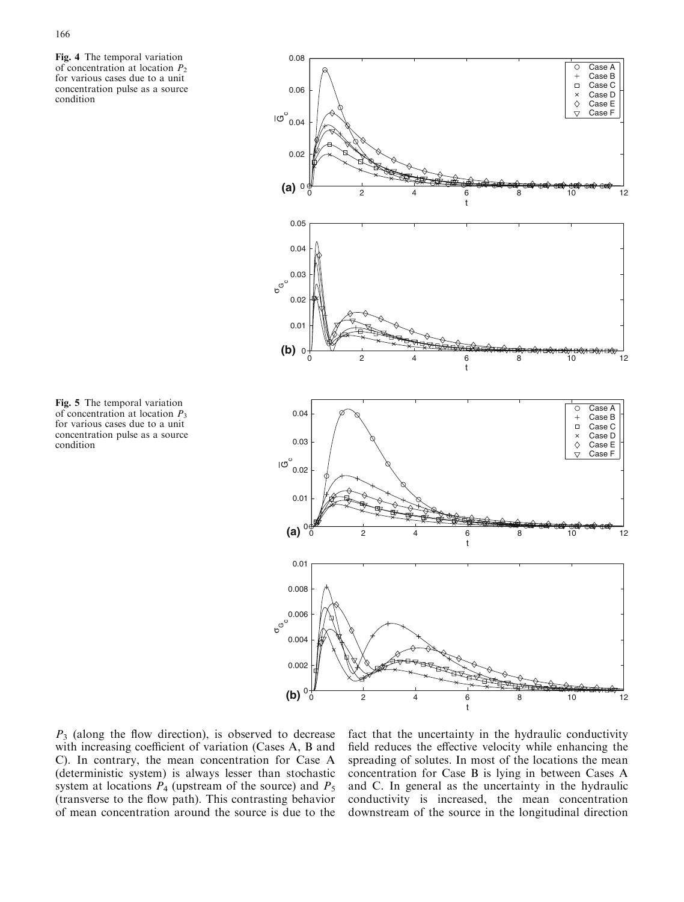**Fig. 4** The temporal variation of concentration at location $P_2$ for various cases due to a unit concentration pulse as a source condition

**Fig. 5** The temporal variation of concentration at location $P_3$ for various cases due to a unit concentration pulse as a source condition

$P_3$ (along the flow direction), is observed to decrease with increasing coefficient of variation (Cases A, B and C). In contrary, the mean concentration for Case A (deterministic system) is always lesser than stochastic system at locations $P_4$ (upstream of the source) and $P_5$ (transverse to the flow path). This contrasting behavior of mean concentration around the source is due to the fact that the uncertainty in the hydraulic conductivity field reduces the effective velocity while enhancing the spreading of solutes. In most of the locations the mean concentration for Case B is lying in between Cases A and C. In general as the uncertainty in the hydraulic conductivity is increased, the mean concentration downstream of the source in the longitudinal direction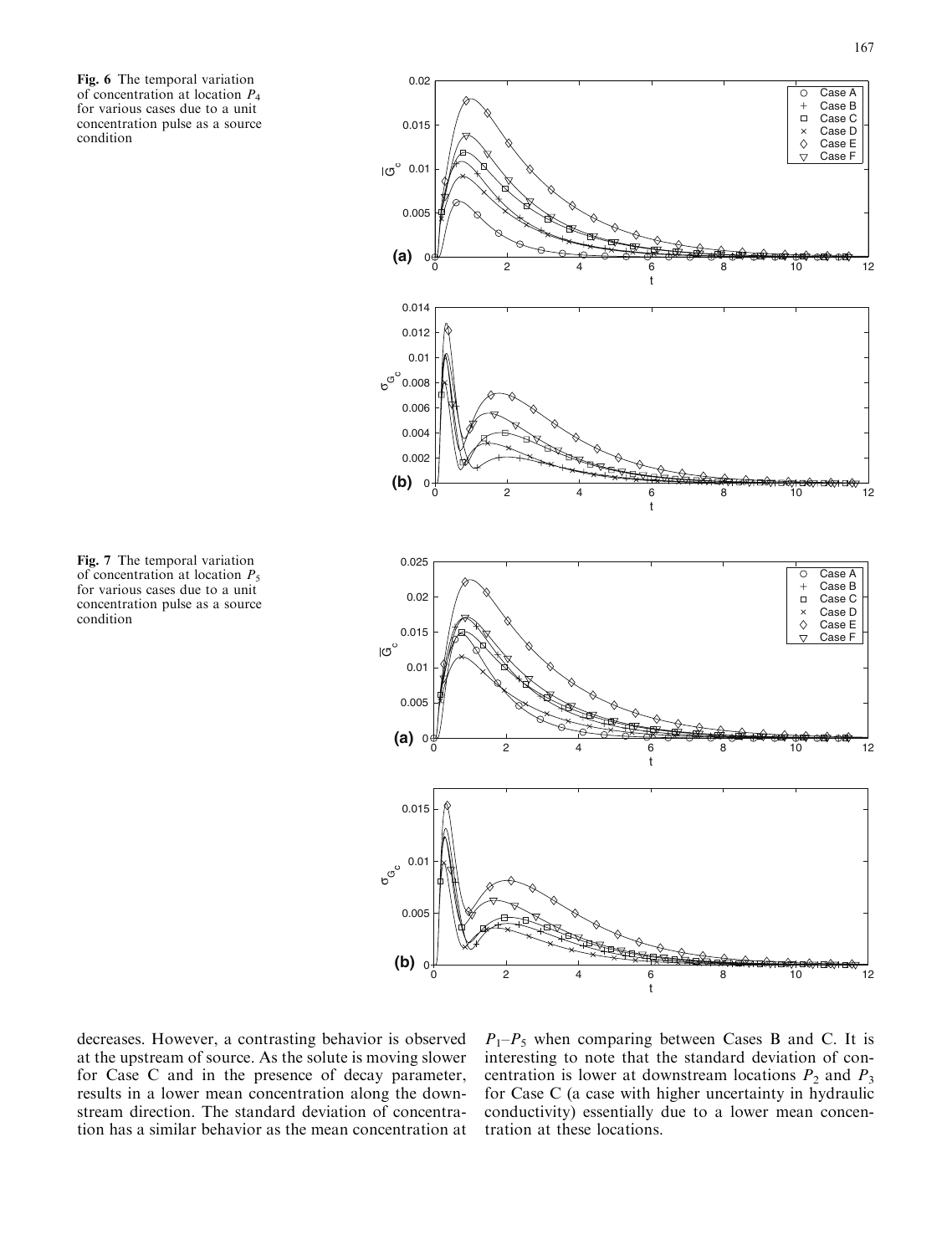**Fig. 6** The temporal variation of concentration at location $P_4$ for various cases due to a unit concentration pulse as a source condition

**Fig. 7** The temporal variation of concentration at location $P_5$ for various cases due to a unit concentration pulse as a source condition

decreases. However, a contrasting behavior is observed at the upstream of source. As the solute is moving slower for Case C and in the presence of decay parameter, results in a lower mean concentration along the downstream direction. The standard deviation of concentration has a similar behavior as the mean concentration at $P_1$–$P_5$ when comparing between Cases B and C. It is interesting to note that the standard deviation of concentration is lower at downstream locations $P_2$ and $P_3$ for Case C (a case with higher uncertainty in hydraulic conductivity) essentially due to a lower mean concentration at these locations.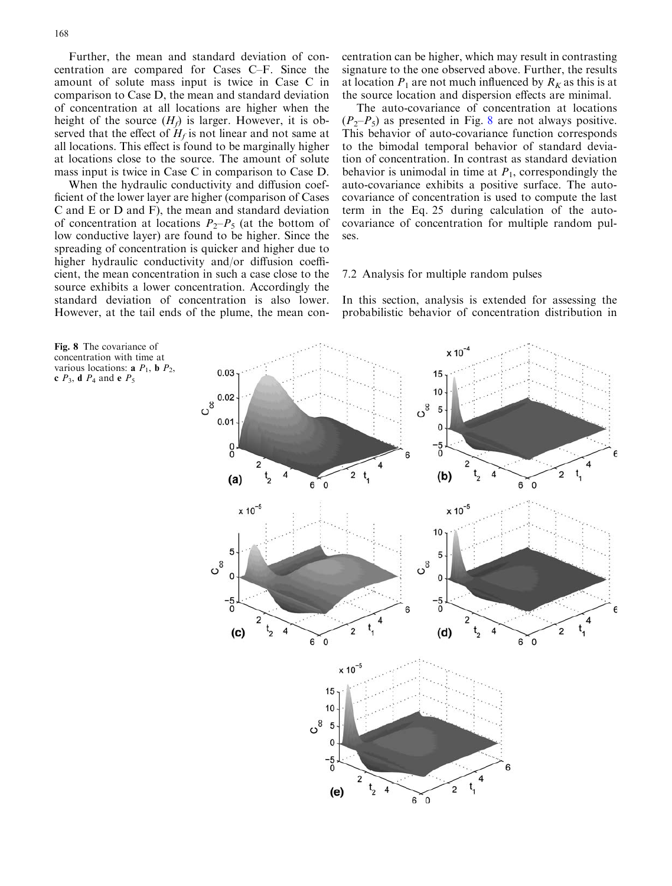Further, the mean and standard deviation of concentration are compared for Cases C–F. Since the amount of solute mass input is twice in Case C in comparison to Case D, the mean and standard deviation of concentration at all locations are higher when the height of the source ($H_f$) is larger. However, it is observed that the effect of $H_f$ is not linear and not same at all locations. This effect is found to be marginally higher at locations close to the source. The amount of solute mass input is twice in Case C in comparison to Case D.

When the hydraulic conductivity and diffusion coefficient of the lower layer are higher (comparison of Cases C and E or D and F), the mean and standard deviation of concentration at locations $P_2$–$P_5$ (at the bottom of low conductive layer) are found to be higher. Since the spreading of concentration is quicker and higher due to higher hydraulic conductivity and/or diffusion coefficient, the mean concentration in such a case close to the source exhibits a lower concentration. Accordingly the standard deviation of concentration is also lower. However, at the tail ends of the plume, the mean concentration can be higher, which may result in contrasting signature to the one observed above. Further, the results at location $P_1$ are not much influenced by $R_K$ as this is at the source location and dispersion effects are minimal.

The auto-covariance of concentration at locations ($P_2$–$P_5$) as presented in Fig. 8 are not always positive. This behavior of auto-covariance function corresponds to the bimodal temporal behavior of standard deviation of concentration. In contrast as standard deviation behavior is unimodal in time at $P_1$, correspondingly the auto-covariance exhibits a positive surface. The auto-covariance of concentration is used to compute the last term in the Eq. 25 during calculation of the auto-covariance of concentration for multiple random pulses.

**Fig. 8** The covariance of concentration with time at various locations: **a** $P_1$, **b** $P_2$, **c** $P_3$, **d** $P_4$ and **e** $P_5$

## 7.2 Analysis for multiple random pulses

In this section, analysis is extended for assessing the probabilistic behavior of concentration distribution in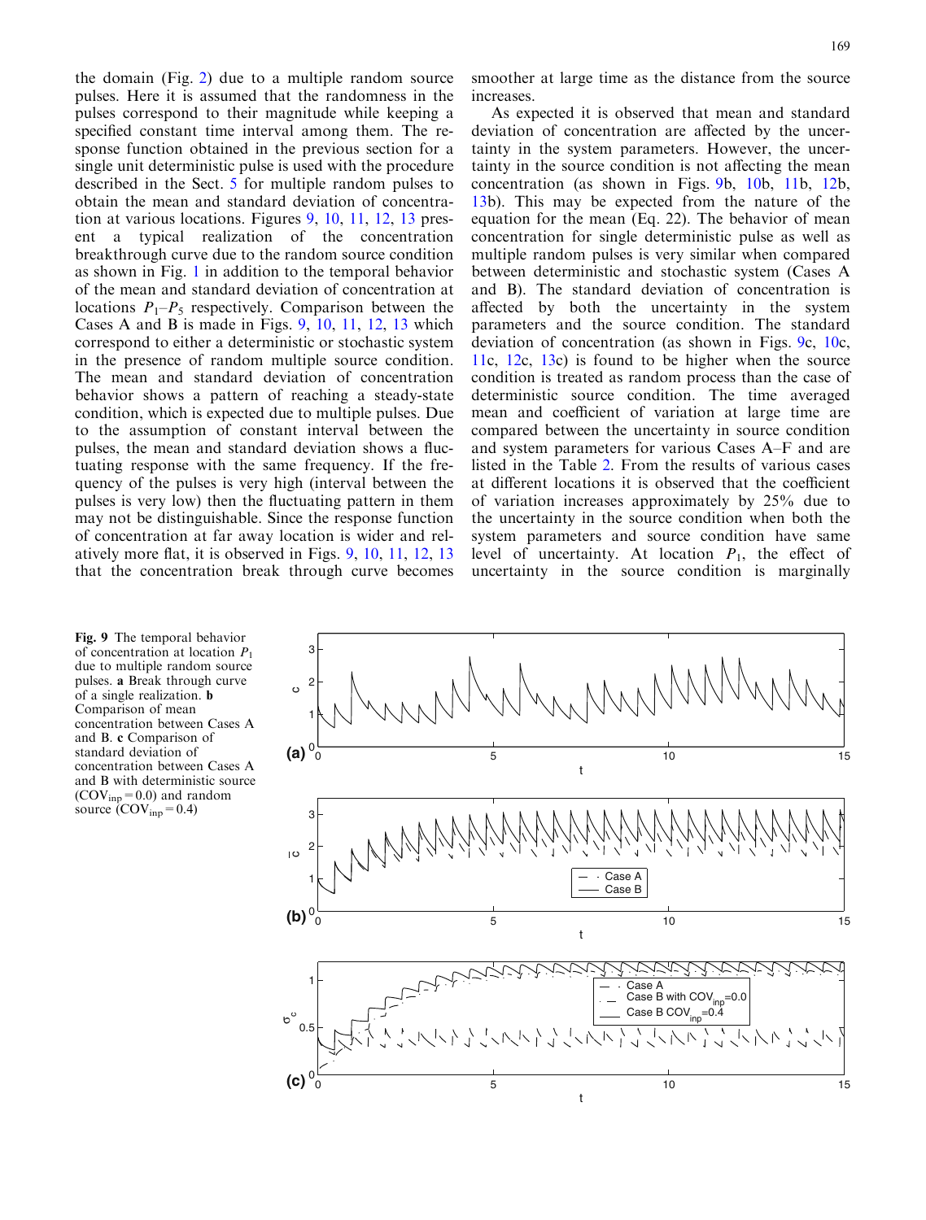the domain (Fig. 2) due to a multiple random source pulses. Here it is assumed that the randomness in the pulses correspond to their magnitude while keeping a specified constant time interval among them. The response function obtained in the previous section for a single unit deterministic pulse is used with the procedure described in the Sect. 5 for multiple random pulses to obtain the mean and standard deviation of concentration at various locations. Figures 9, 10, 11, 12, 13 present a typical realization of the concentration breakthrough curve due to the random source condition as shown in Fig. 1 in addition to the temporal behavior of the mean and standard deviation of concentration at locations $P_1$–$P_5$ respectively. Comparison between the Cases A and B is made in Figs. 9, 10, 11, 12, 13 which correspond to either a deterministic or stochastic system in the presence of random multiple source condition. The mean and standard deviation of concentration behavior shows a pattern of reaching a steady-state condition, which is expected due to multiple pulses. Due to the assumption of constant interval between the pulses, the mean and standard deviation shows a fluctuating response with the same frequency. If the frequency of the pulses is very high (interval between the pulses is very low) then the fluctuating pattern in them may not be distinguishable. Since the response function of concentration at far away location is wider and relatively more flat, it is observed in Figs. 9, 10, 11, 12, 13 that the concentration break through curve becomes smoother at large time as the distance from the source increases.

As expected it is observed that mean and standard deviation of concentration are affected by the uncertainty in the system parameters. However, the uncertainty in the source condition is not affecting the mean concentration (as shown in Figs. 9b, 10b, 11b, 12b, 13b). This may be expected from the nature of the equation for the mean (Eq. 22). The behavior of mean concentration for single deterministic pulse as well as multiple random pulses is very similar when compared between deterministic and stochastic system (Cases A and B). The standard deviation of concentration is affected by both the uncertainty in the system parameters and the source condition. The standard deviation of concentration (as shown in Figs. 9c, 10c, 11c, 12c, 13c) is found to be higher when the source condition is treated as random process than the case of deterministic source condition. The time averaged mean and coefficient of variation at large time are compared between the uncertainty in source condition and system parameters for various Cases A–F and are listed in the Table 2. From the results of various cases at different locations it is observed that the coefficient of variation increases approximately by 25% due to the uncertainty in the source condition when both the system parameters and source condition have same level of uncertainty. At location $P_1$, the effect of uncertainty in the source condition is marginally

**Fig. 9** The temporal behavior of concentration at location $P_1$ due to multiple random source pulses. **a** Break through curve of a single realization. **b** Comparison of mean concentration between Cases A and B. **c** Comparison of standard deviation of concentration between Cases A and B with deterministic source ($COV_{inp} = 0.0$) and random source ($COV_{inp} = 0.4$)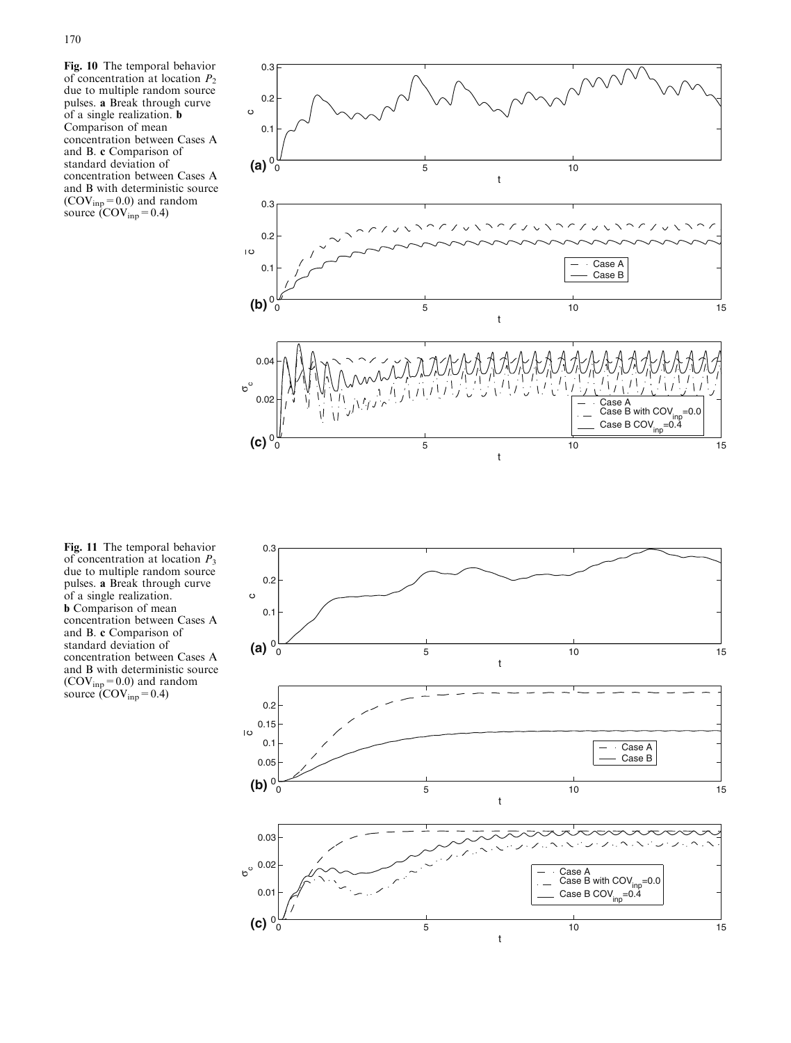**Fig. 10** The temporal behavior of concentration at location $P_2$ due to multiple random source pulses. **a** Break through curve of a single realization. **b** Comparison of mean concentration between Cases A and B. **c** Comparison of standard deviation of concentration between Cases A and B with deterministic source ($COV_{inp} = 0.0$) and random source ($COV_{inp} = 0.4$)

**Fig. 11** The temporal behavior of concentration at location $P_3$ due to multiple random source pulses. **a** Break through curve of a single realization. **b** Comparison of mean concentration between Cases A and B. **c** Comparison of standard deviation of concentration between Cases A and B with deterministic source ($COV_{inp} = 0.0$) and random source ($COV_{inp} = 0.4$)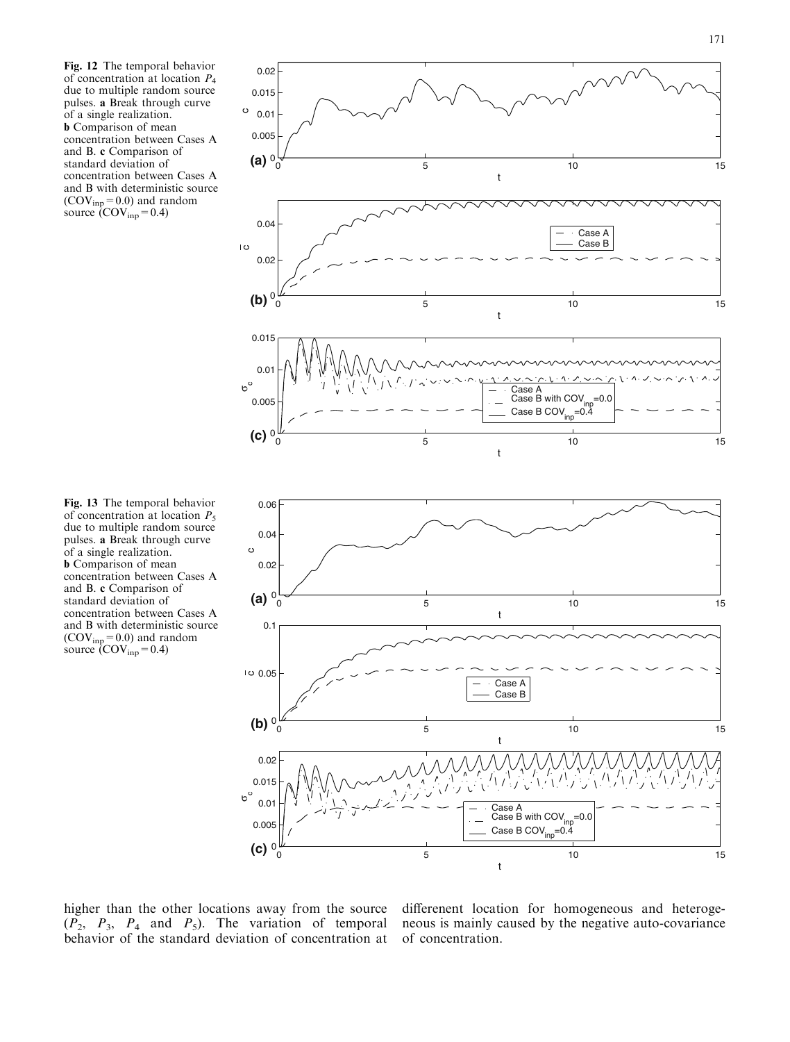**Fig. 12** The temporal behavior of concentration at location $P_4$ due to multiple random source pulses. **a** Break through curve of a single realization. **b** Comparison of mean concentration between Cases A and B. **c** Comparison of standard deviation of concentration between Cases A and B with deterministic source ($COV_{inp} = 0.0$) and random source ($COV_{inp} = 0.4$)

**Fig. 13** The temporal behavior of concentration at location $P_5$ due to multiple random source pulses. **a** Break through curve of a single realization. **b** Comparison of mean concentration between Cases A and B. **c** Comparison of standard deviation of concentration between Cases A and B with deterministic source ($COV_{inp} = 0.0$) and random source ($COV_{inp} = 0.4$)

higher than the other locations away from the source ($P_2$, $P_3$, $P_4$ and $P_5$). The variation of temporal behavior of the standard deviation of concentration at differenent location for homogeneous and heterogeneous is mainly caused by the negative auto-covariance of concentration.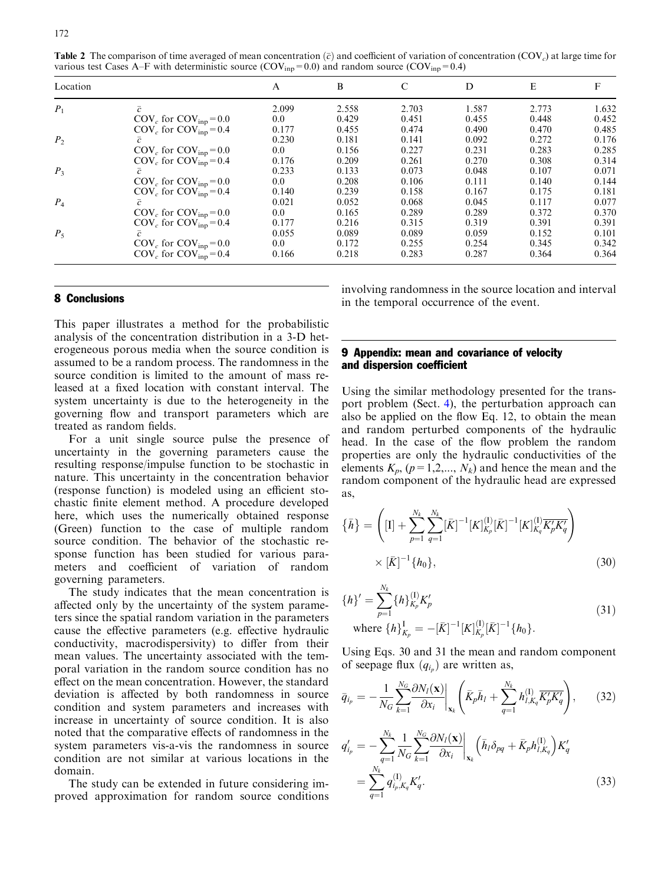**Table 2** The comparison of time averaged of mean concentration ($\bar{c}$) and coefficient of variation of concentration ($\mathrm{COV}_c$) at large time for various test Cases A–F with deterministic source ($\mathrm{COV}_{\mathrm{inp}} = 0.0$) and random source ($\mathrm{COV}_{\mathrm{inp}} = 0.4$)

| Location | | A | B | C | D | E | F |
|---|---|---|---|---|---|---|---|
| $P_1$ | $\bar{c}$ | 2.099 | 2.558 | 2.703 | 1.587 | 2.773 | 1.632 |
| | $\mathrm{COV}_c$ for $\mathrm{COV}_{\mathrm{inp}} = 0.0$ | 0.0 | 0.429 | 0.451 | 0.455 | 0.448 | 0.452 |
| | $\mathrm{COV}_c$ for $\mathrm{COV}_{\mathrm{inp}} = 0.4$ | 0.177 | 0.455 | 0.474 | 0.490 | 0.470 | 0.485 |
| $P_2$ | $\bar{c}$ | 0.230 | 0.181 | 0.141 | 0.092 | 0.272 | 0.176 |
| | $\mathrm{COV}_c$ for $\mathrm{COV}_{\mathrm{inp}} = 0.0$ | 0.0 | 0.156 | 0.227 | 0.231 | 0.283 | 0.285 |
| | $\mathrm{COV}_c$ for $\mathrm{COV}_{\mathrm{inp}} = 0.4$ | 0.176 | 0.209 | 0.261 | 0.270 | 0.308 | 0.314 |
| $P_3$ | $\bar{c}$ | 0.233 | 0.133 | 0.073 | 0.048 | 0.107 | 0.071 |
| | $\mathrm{COV}_c$ for $\mathrm{COV}_{\mathrm{inp}} = 0.0$ | 0.0 | 0.208 | 0.106 | 0.111 | 0.140 | 0.144 |
| | $\mathrm{COV}_c$ for $\mathrm{COV}_{\mathrm{inp}} = 0.4$ | 0.140 | 0.239 | 0.158 | 0.167 | 0.175 | 0.181 |
| $P_4$ | $\bar{c}$ | 0.021 | 0.052 | 0.068 | 0.045 | 0.117 | 0.077 |
| | $\mathrm{COV}_c$ for $\mathrm{COV}_{\mathrm{inp}} = 0.0$ | 0.0 | 0.165 | 0.289 | 0.289 | 0.372 | 0.370 |
| | $\mathrm{COV}_c$ for $\mathrm{COV}_{\mathrm{inp}} = 0.4$ | 0.177 | 0.216 | 0.315 | 0.319 | 0.391 | 0.391 |
| $P_5$ | $\bar{c}$ | 0.055 | 0.089 | 0.089 | 0.059 | 0.152 | 0.101 |
| | $\mathrm{COV}_c$ for $\mathrm{COV}_{\mathrm{inp}} = 0.0$ | 0.0 | 0.172 | 0.255 | 0.254 | 0.345 | 0.342 |
| | $\mathrm{COV}_c$ for $\mathrm{COV}_{\mathrm{inp}} = 0.4$ | 0.166 | 0.218 | 0.283 | 0.287 | 0.364 | 0.364 |

## 8 Conclusions

This paper illustrates a method for the probabilistic analysis of the concentration distribution in a 3-D heterogeneous porous media when the source condition is assumed to be a random process. The randomness in the source condition is limited to the amount of mass released at a fixed location with constant interval. The system uncertainty is due to the heterogeneity in the governing flow and transport parameters which are treated as random fields.

For a unit single source pulse the presence of uncertainty in the governing parameters cause the resulting response/impulse function to be stochastic in nature. This uncertainty in the concentration behavior (response function) is modeled using an efficient stochastic finite element method. A procedure developed here, which uses the numerically obtained response (Green) function to the case of multiple random source condition. The behavior of the stochastic response function has been studied for various parameters and coefficient of variation of random governing parameters.

The study indicates that the mean concentration is affected only by the uncertainty of the system parameters since the spatial random variation in the parameters cause the effective parameters (e.g. effective hydraulic conductivity, macrodispersivity) to differ from their mean values. The uncertainty associated with the temporal variation in the random source condition has no effect on the mean concentration. However, the standard deviation is affected by both randomness in source condition and system parameters and increases with increase in uncertainty of source condition. It is also noted that the comparative effects of randomness in the system parameters vis-a-vis the randomness in source condition are not similar at various locations in the domain.

The study can be extended in future considering improved approximation for random source conditions involving randomness in the source location and interval in the temporal occurrence of the event.

## 9 Appendix: mean and covariance of velocity and dispersion coefficient

Using the similar methodology presented for the transport problem (Sect. 4), the perturbation approach can also be applied on the flow Eq. 12, to obtain the mean and random perturbed components of the hydraulic head. In the case of the flow problem the random properties are only the hydraulic conductivities of the elements $K_p$, $(p = 1,2,\ldots, N_k)$ and hence the mean and the random component of the hydraulic head are expressed as,

$$\{\bar{h}\} = \left( [\mathrm{I}] + \sum_{p=1}^{N_k} \sum_{q=1}^{N_k} [\bar{K}]^{-1} [K]^{(\mathrm{I})}_{K_p} [\bar{K}]^{-1} [K]^{(\mathrm{I})}_{K_q} \overline{K'_p K'_q} \right) \times [\bar{K}]^{-1} \{h_0\}, \tag{30}$$

$$\{h\}' = \sum_{p=1}^{N_k} \{h\}^{(\mathrm{I})}_{K_p} K'_p \quad \text{where } \{h\}^{\mathrm{I}}_{K_p} = -[\bar{K}]^{-1} [K]^{(\mathrm{I})}_{K_p} [\bar{K}]^{-1} \{h_0\}. \tag{31}$$

Using Eqs. 30 and 31 the mean and random component of seepage flux ($q_{i_p}$) are written as,

$$\bar{q}_{i_p} = -\frac{1}{N_G} \sum_{k=1}^{N_G} \left. \frac{\partial N_l(\mathbf{x})}{\partial x_i} \right|_{\mathbf{x}_k} \left( \bar{K}_p \bar{h}_l + \sum_{q=1}^{N_k} h^{(\mathrm{I})}_{l,K_q} \overline{K'_p K'_q} \right), \tag{32}$$

$$q'_{i_p} = -\sum_{q=1}^{N_k} \frac{1}{N_G} \sum_{k=1}^{N_G} \left. \frac{\partial N_l(\mathbf{x})}{\partial x_i} \right|_{\mathbf{x}_k} \left( \bar{h}_l \delta_{pq} + \bar{K}_p h^{(\mathrm{I})}_{l,K_q} \right) K'_q = \sum_{q=1}^{N_k} q^{(\mathrm{I})}_{i_p,K_q} K'_q. \tag{33}$$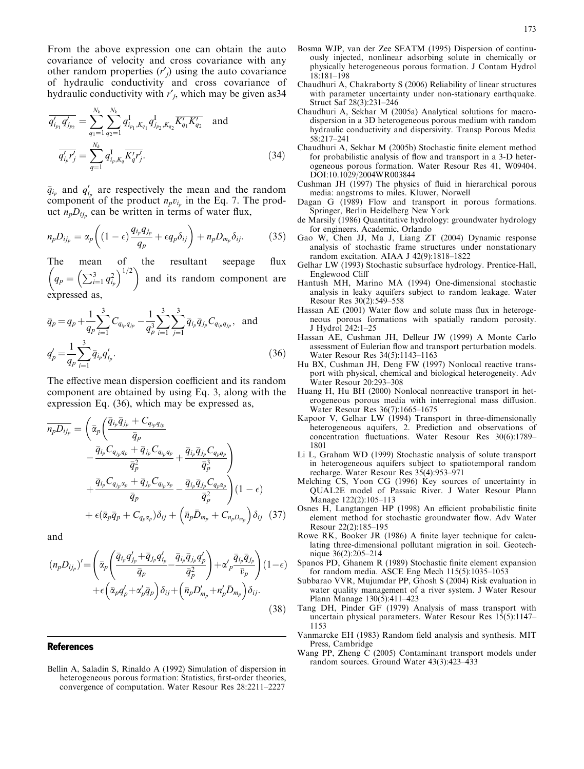From the above expression one can obtain the auto covariance of velocity and cross covariance with any other random properties ($r'_j$) using the auto covariance of hydraulic conductivity and cross covariance of hydraulic conductivity with $r'_j$, which may be given as34

$$
\begin{aligned}
\overline{q'_{i_{p_1}} q'_{j_{p_2}}} &= \sum_{q_1=1}^{N_k} \sum_{q_2=1}^{N_k} q^{\mathrm{I}}_{i_{p_1},K_{q_1}} q^{\mathrm{I}}_{j_{p_2},K_{q_2}} \overline{K'_{q_1} K'_{q_2}} \quad \text{and} \\
\overline{q'_{i_p} r'_j} &= \sum_{q=1}^{N_k} q^{\mathrm{I}}_{i_p,K_q} \overline{K'_q r'_j}.
\end{aligned} \tag{34}
$$

$\bar{q}_{i_p}$ and $q'_{i_p}$ are respectively the mean and the random component of the product $n_p v_{i_p}$ in the Eq. 7. The product $n_p D_{ij_p}$ can be written in terms of water flux,

$$
n_p D_{ij_p} = \alpha_p \left( (1-\epsilon) \frac{q_{i_p} q_{j_p}}{q_p} + \epsilon q_p \delta_{ij} \right) + n_p D_{m_p} \delta_{ij}. \tag{35}
$$

The mean of the resultant seepage flux $\left( q_p = \left( \sum_{i=1}^{3} q_{i_p}^2 \right)^{1/2} \right)$ and its random component are expressed as,

$$
\begin{aligned}
\bar{q}_p &= q_p + \frac{1}{q_p} \sum_{i=1}^{3} C_{q_{i_p} q_{i_p}} - \frac{1}{q_p^3} \sum_{i=1}^{3} \sum_{j=1}^{3} \bar{q}_{i_p} \bar{q}_{j_p} C_{q_{i_p} q_{j_p}}, \quad \text{and} \\
q'_p &= \frac{1}{q_p} \sum_{i=1}^{3} \bar{q}_{i_p} q'_{i_p}.
\end{aligned} \tag{36}
$$

The effective mean dispersion coefficient and its random component are obtained by using Eq. 3, along with the expression Eq. (36), which may be expressed as,

$$
\begin{aligned}
\overline{n_p D_{ij_p}} = &\left( \bar{\alpha}_p \left( \frac{\bar{q}_{i_p} \bar{q}_{j_p} + C_{q_{i_p} q_{j_p}}}{\bar{q}_p} - \frac{\bar{q}_{i_p} C_{q_{j_p} q_p} + \bar{q}_{j_p} C_{q_{i_p} q_p}}{\bar{q}_p^2} + \frac{\bar{q}_{i_p} \bar{q}_{j_p} C_{q_p q_p}}{\bar{q}_p^3} \right) \right. \\
&\left. + \frac{\bar{q}_{i_p} C_{q_{j_p} \alpha_p} + \bar{q}_{j_p} C_{q_{i_p} \alpha_p}}{\bar{q}_p} - \frac{\bar{q}_{i_p} \bar{q}_{j_p} C_{q_p \alpha_p}}{\bar{q}_p^2} \right) (1-\epsilon) \\
&+ \epsilon (\bar{\alpha}_p \bar{q}_p + C_{q_p \alpha_p}) \delta_{ij} + \left( \bar{n}_p \bar{D}_{m_p} + C_{n_p D_{m_p}} \right) \delta_{ij}
\end{aligned} \tag{37}
$$

and

$$
\begin{aligned}
(n_p D_{ij_p})' = &\left( \bar{\alpha}_p \left( \frac{\bar{q}_{i_p} q'_{j_p} + \bar{q}_{j_p} q'_{i_p}}{\bar{q}_p} - \frac{\bar{q}_{i_p} \bar{q}_{j_p} q'_p}{\bar{q}_p^2} \right) + \alpha'_p \frac{\bar{q}_{i_p} \bar{q}_{j_p}}{\bar{v}_p} \right) (1-\epsilon) \\
&+ \epsilon \left( \bar{\alpha}_p q'_p + \alpha'_p \bar{q}_p \right) \delta_{ij} + \left( \bar{n}_p D'_{m_p} + n'_p \bar{D}_{m_p} \right) \delta_{ij}.
\end{aligned} \tag{38}
$$

## References

Bellin A, Saladin S, Rinaldo A (1992) Simulation of dispersion in heterogeneous porous formation: Statistics, first-order theories, convergence of computation. Water Resour Res 28:2211–2227

Bosma WJP, van der Zee SEATM (1995) Dispersion of continuously injected, nonlinear adsorbing solute in chemically or physically heterogeneous porous formation. J Contam Hydrol 18:181–198

Chaudhuri A, Chakraborty S (2006) Reliability of linear structures with parameter uncertainty under non-stationary earthquake. Struct Saf 28(3):231–246

Chaudhuri A, Sekhar M (2005a) Analytical solutions for macrodispersion in a 3D heterogeneous porous medium with random hydraulic conductivity and dispersivity. Transp Porous Media 58:217–241

Chaudhuri A, Sekhar M (2005b) Stochastic finite element method for probabilistic analysis of flow and transport in a 3-D heterogeneous porous formation. Water Resour Res 41, W09404. DOI:10.1029/2004WR003844

Cushman JH (1997) The physics of fluid in hierarchical porous media: angstroms to miles. Kluwer, Norwell

Dagan G (1989) Flow and transport in porous formations. Springer, Berlin Heidelberg New York

de Marsily (1986) Quantitative hydrology: groundwater hydrology for engineers. Academic, Orlando

Gao W, Chen JJ, Ma J, Liang ZT (2004) Dynamic response analysis of stochastic frame structures under nonstationary random excitation. AIAA J 42(9):1818–1822

Gelhar LW (1993) Stochastic subsurface hydrology. Prentice-Hall, Englewood Cliff

Hantush MH, Marino MA (1994) One-dimensional stochastic analysis in leaky aquifers subject to random leakage. Water Resour Res 30(2):549–558

Hassan AE (2001) Water flow and solute mass flux in heterogeneous porous formations with spatially random porosity. J Hydrol 242:1–25

Hassan AE, Cushman JH, Delleur JW (1999) A Monte Carlo assessment of Eulerian flow and transport perturbation models. Water Resour Res 34(5):1143–1163

Hu BX, Cushman JH, Deng FW (1997) Nonlocal reactive transport with physical, chemical and biological heterogeneity. Adv Water Resour 20:293–308

Huang H, Hu BH (2000) Nonlocal nonreactive transport in heterogeneous porous media with interregional mass diffusion. Water Resour Res 36(7):1665–1675

Kapoor V, Gelhar LW (1994) Transport in three-dimensionally heterogeneous aquifers, 2. Prediction and observations of concentration fluctuations. Water Resour Res 30(6):1789–1801

Li L, Graham WD (1999) Stochastic analysis of solute transport in heterogeneous aquifers subject to spatiotemporal random recharge. Water Resour Res 35(4):953–971

Melching CS, Yoon CG (1996) Key sources of uncertainty in QUAL2E model of Passaic River. J Water Resour Plann Manage 122(2):105–113

Osnes H, Langtangen HP (1998) An efficient probabilistic finite element method for stochastic groundwater flow. Adv Water Resour 22(2):185–195

Rowe RK, Booker JR (1986) A finite layer technique for calculating three-dimensional pollutant migration in soil. Geotechnique 36(2):205–214

Spanos PD, Ghanem R (1989) Stochastic finite element expansion for random media. ASCE Eng Mech 115(5):1035–1053

Subbarao VVR, Mujumdar PP, Ghosh S (2004) Risk evaluation in water quality management of a river system. J Water Resour Plann Manage 130(5):411–423

Tang DH, Pinder GF (1979) Analysis of mass transport with uncertain physical parameters. Water Resour Res 15(5):1147–1153

Vanmarcke EH (1983) Random field analysis and synthesis. MIT Press, Cambridge

Wang PP, Zheng C (2005) Contaminant transport models under random sources. Ground Water 43(3):423–433